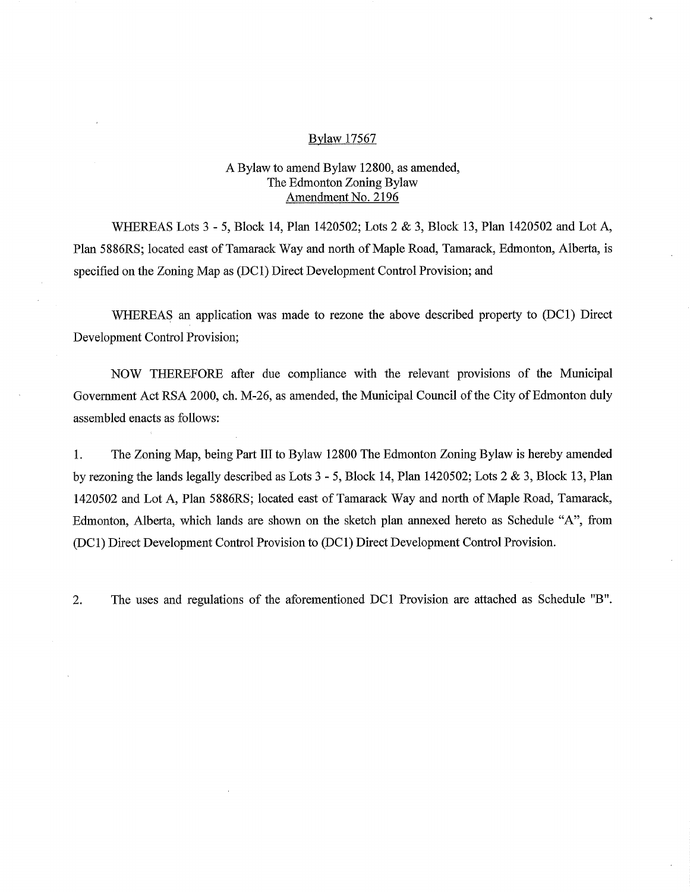Bylaw 17567

A Bylaw to amend Bylaw 12800, as amended,
The Edmonton Zoning Bylaw
Amendment No. 2196

WHEREAS Lots 3 - 5, Block 14, Plan 1420502; Lots 2 & 3, Block 13, Plan 1420502 and Lot A, Plan 5886RS; located east of Tamarack Way and north of Maple Road, Tamarack, Edmonton, Alberta, is specified on the Zoning Map as (DC1) Direct Development Control Provision; and

WHEREAS an application was made to rezone the above described property to (DC1) Direct Development Control Provision;

NOW THEREFORE after due compliance with the relevant provisions of the Municipal Government Act RSA 2000, ch. M-26, as amended, the Municipal Council of the City of Edmonton duly assembled enacts as follows:

1. The Zoning Map, being Part III to Bylaw 12800 The Edmonton Zoning Bylaw is hereby amended by rezoning the lands legally described as Lots 3 - 5, Block 14, Plan 1420502; Lots 2 & 3, Block 13, Plan 1420502 and Lot A, Plan 5886RS; located east of Tamarack Way and north of Maple Road, Tamarack, Edmonton, Alberta, which lands are shown on the sketch plan annexed hereto as Schedule "A", from (DC1) Direct Development Control Provision to (DC1) Direct Development Control Provision.

2. The uses and regulations of the aforementioned DC1 Provision are attached as Schedule "B".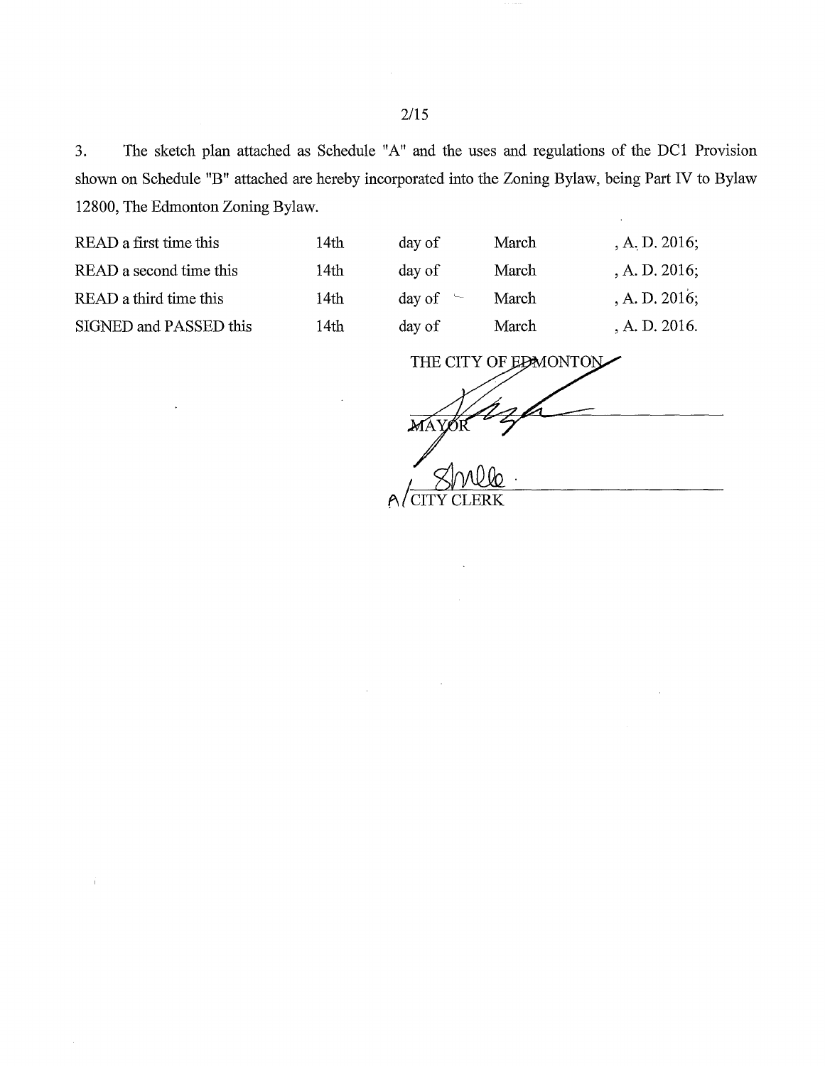3. The sketch plan attached as Schedule "A" and the uses and regulations of the DC1 Provision shown on Schedule "B" attached are hereby incorporated into the Zoning Bylaw, being Part IV to Bylaw 12800, The Edmonton Zoning Bylaw.

| | | | | |
|---|---|---|---|---|
| READ a first time this | 14th | day of | March | , A. D. 2016; |
| READ a second time this | 14th | day of | March | , A. D. 2016; |
| READ a third time this | 14th | day of | March | , A. D. 2016; |
| SIGNED and PASSED this | 14th | day of | March | , A. D. 2016. |

THE CITY OF EDMONTON

MAYOR

A/CITY CLERK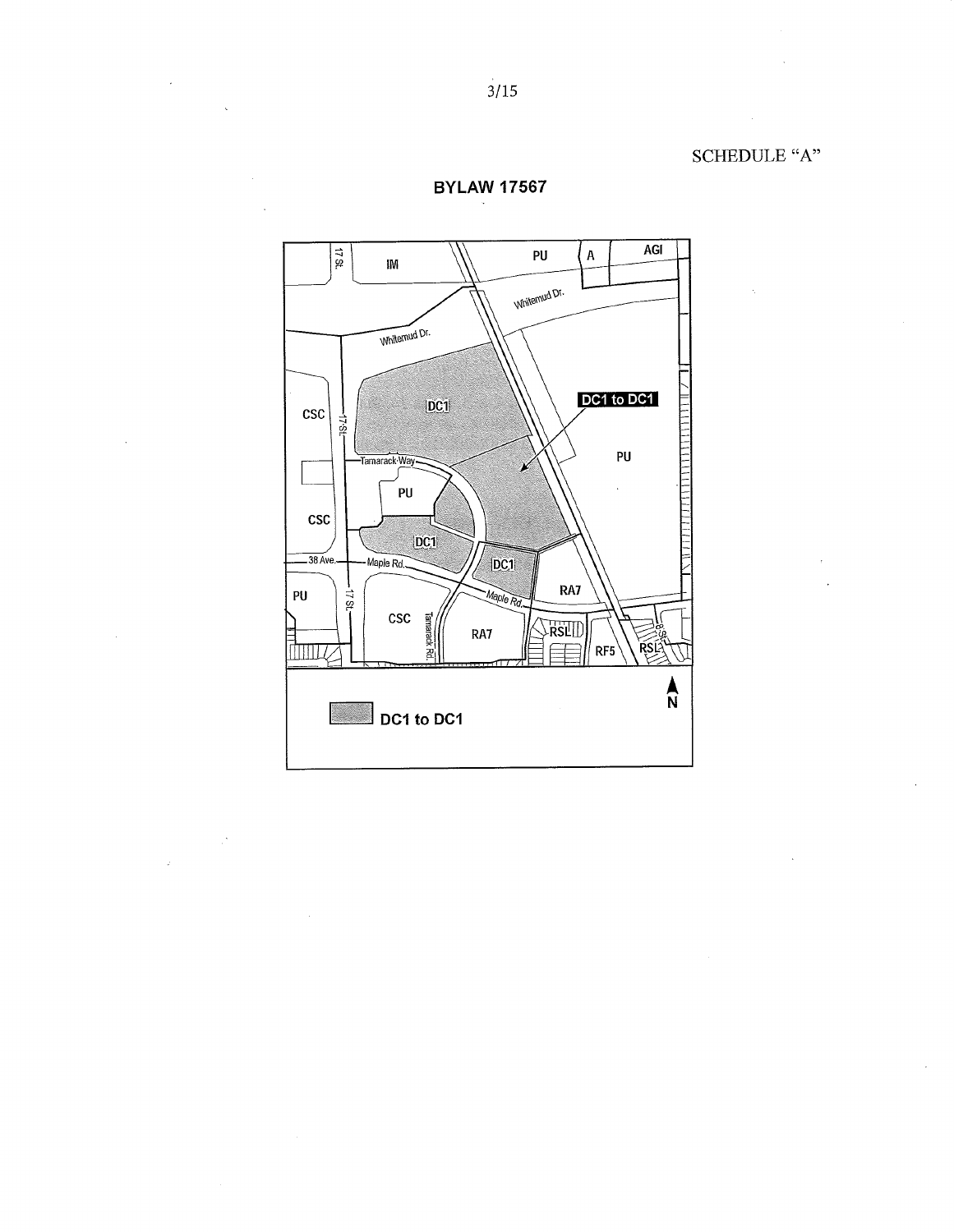SCHEDULE "A"

**BYLAW 17567**

| | |
|---|---|
| 17 St. | IM |
| PU | A |
| AGI | |
| Whitemud Dr. | |
| DC1 | DC1 to DC1 |
| CSC | 17 St. |
| Tamarack Way | |
| PU | PU |
| CSC | DC1 |
| 38 Ave. | Maple Rd. |
| DC1 | RA7 |
| PU | 17 St. |
| CSC | Tamarack Rd. |
| RA7 | RSL |
| RF5 | 8 St. |
| RSL | N |

DC1 to DC1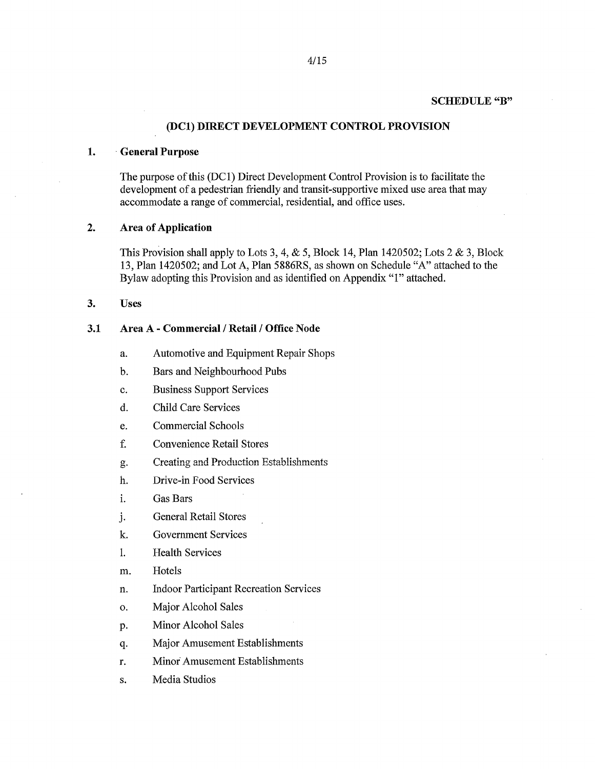**SCHEDULE "B"**

# (DC1) DIRECT DEVELOPMENT CONTROL PROVISION

## 1. General Purpose

The purpose of this (DC1) Direct Development Control Provision is to facilitate the development of a pedestrian friendly and transit-supportive mixed use area that may accommodate a range of commercial, residential, and office uses.

## 2. Area of Application

This Provision shall apply to Lots 3, 4, & 5, Block 14, Plan 1420502; Lots 2 & 3, Block 13, Plan 1420502; and Lot A, Plan 5886RS, as shown on Schedule "A" attached to the Bylaw adopting this Provision and as identified on Appendix "1" attached.

## 3. Uses

### 3.1 Area A - Commercial / Retail / Office Node

a. Automotive and Equipment Repair Shops

b. Bars and Neighbourhood Pubs

c. Business Support Services

d. Child Care Services

e. Commercial Schools

f. Convenience Retail Stores

g. Creating and Production Establishments

h. Drive-in Food Services

i. Gas Bars

j. General Retail Stores

k. Government Services

l. Health Services

m. Hotels

n. Indoor Participant Recreation Services

o. Major Alcohol Sales

p. Minor Alcohol Sales

q. Major Amusement Establishments

r. Minor Amusement Establishments

s. Media Studios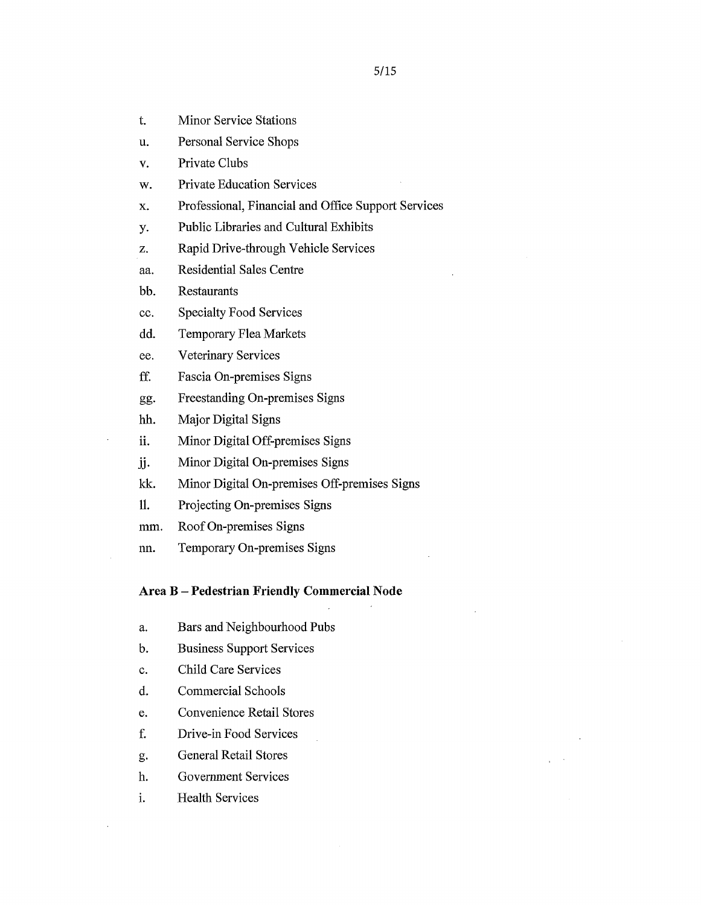t. Minor Service Stations

u. Personal Service Shops

v. Private Clubs

w. Private Education Services

x. Professional, Financial and Office Support Services

y. Public Libraries and Cultural Exhibits

z. Rapid Drive-through Vehicle Services

aa. Residential Sales Centre

bb. Restaurants

cc. Specialty Food Services

dd. Temporary Flea Markets

ee. Veterinary Services

ff. Fascia On-premises Signs

gg. Freestanding On-premises Signs

hh. Major Digital Signs

ii. Minor Digital Off-premises Signs

jj. Minor Digital On-premises Signs

kk. Minor Digital On-premises Off-premises Signs

ll. Projecting On-premises Signs

mm. Roof On-premises Signs

nn. Temporary On-premises Signs

**Area B – Pedestrian Friendly Commercial Node**

a. Bars and Neighbourhood Pubs

b. Business Support Services

c. Child Care Services

d. Commercial Schools

e. Convenience Retail Stores

f. Drive-in Food Services

g. General Retail Stores

h. Government Services

i. Health Services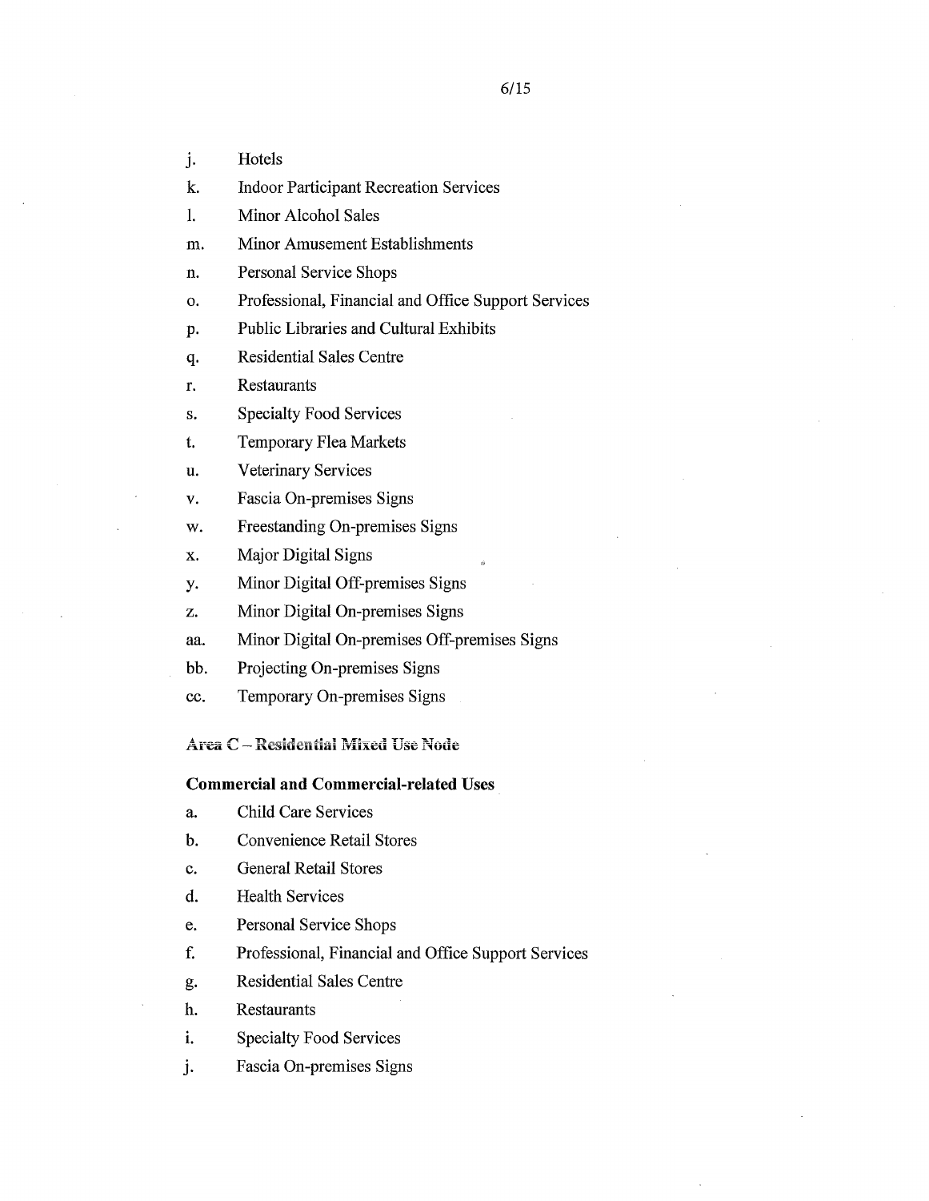j. Hotels

k. Indoor Participant Recreation Services

l. Minor Alcohol Sales

m. Minor Amusement Establishments

n. Personal Service Shops

o. Professional, Financial and Office Support Services

p. Public Libraries and Cultural Exhibits

q. Residential Sales Centre

r. Restaurants

s. Specialty Food Services

t. Temporary Flea Markets

u. Veterinary Services

v. Fascia On-premises Signs

w. Freestanding On-premises Signs

x. Major Digital Signs

y. Minor Digital Off-premises Signs

z. Minor Digital On-premises Signs

aa. Minor Digital On-premises Off-premises Signs

bb. Projecting On-premises Signs

cc. Temporary On-premises Signs

**Area C – Residential Mixed Use Node**

**Commercial and Commercial-related Uses**

a. Child Care Services

b. Convenience Retail Stores

c. General Retail Stores

d. Health Services

e. Personal Service Shops

f. Professional, Financial and Office Support Services

g. Residential Sales Centre

h. Restaurants

i. Specialty Food Services

j. Fascia On-premises Signs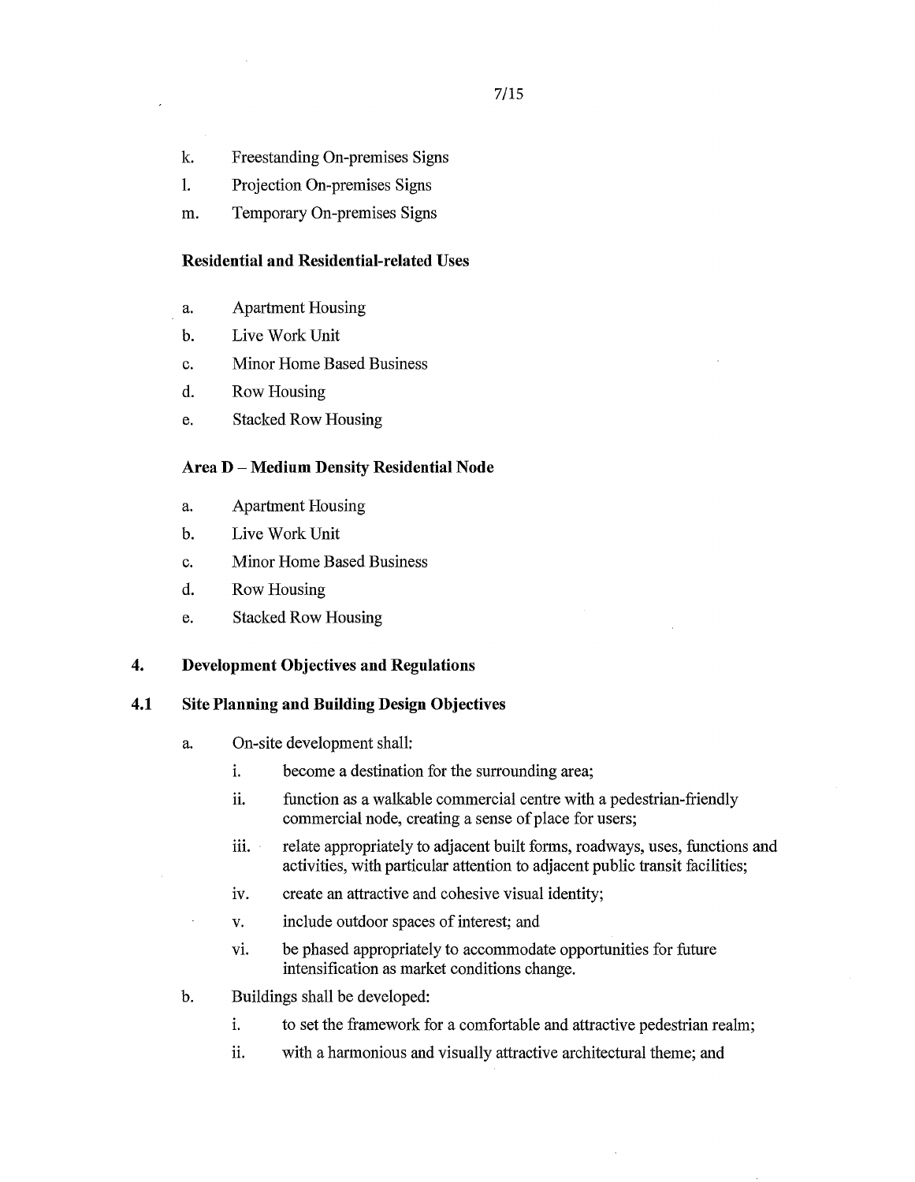k. Freestanding On-premises Signs
l. Projection On-premises Signs
m. Temporary On-premises Signs

**Residential and Residential-related Uses**

a. Apartment Housing
b. Live Work Unit
c. Minor Home Based Business
d. Row Housing
e. Stacked Row Housing

**Area D – Medium Density Residential Node**

a. Apartment Housing
b. Live Work Unit
c. Minor Home Based Business
d. Row Housing
e. Stacked Row Housing

## 4. Development Objectives and Regulations

### 4.1 Site Planning and Building Design Objectives

a. On-site development shall:

   i. become a destination for the surrounding area;

   ii. function as a walkable commercial centre with a pedestrian-friendly commercial node, creating a sense of place for users;

   iii. relate appropriately to adjacent built forms, roadways, uses, functions and activities, with particular attention to adjacent public transit facilities;

   iv. create an attractive and cohesive visual identity;

   v. include outdoor spaces of interest; and

   vi. be phased appropriately to accommodate opportunities for future intensification as market conditions change.

b. Buildings shall be developed:

   i. to set the framework for a comfortable and attractive pedestrian realm;

   ii. with a harmonious and visually attractive architectural theme; and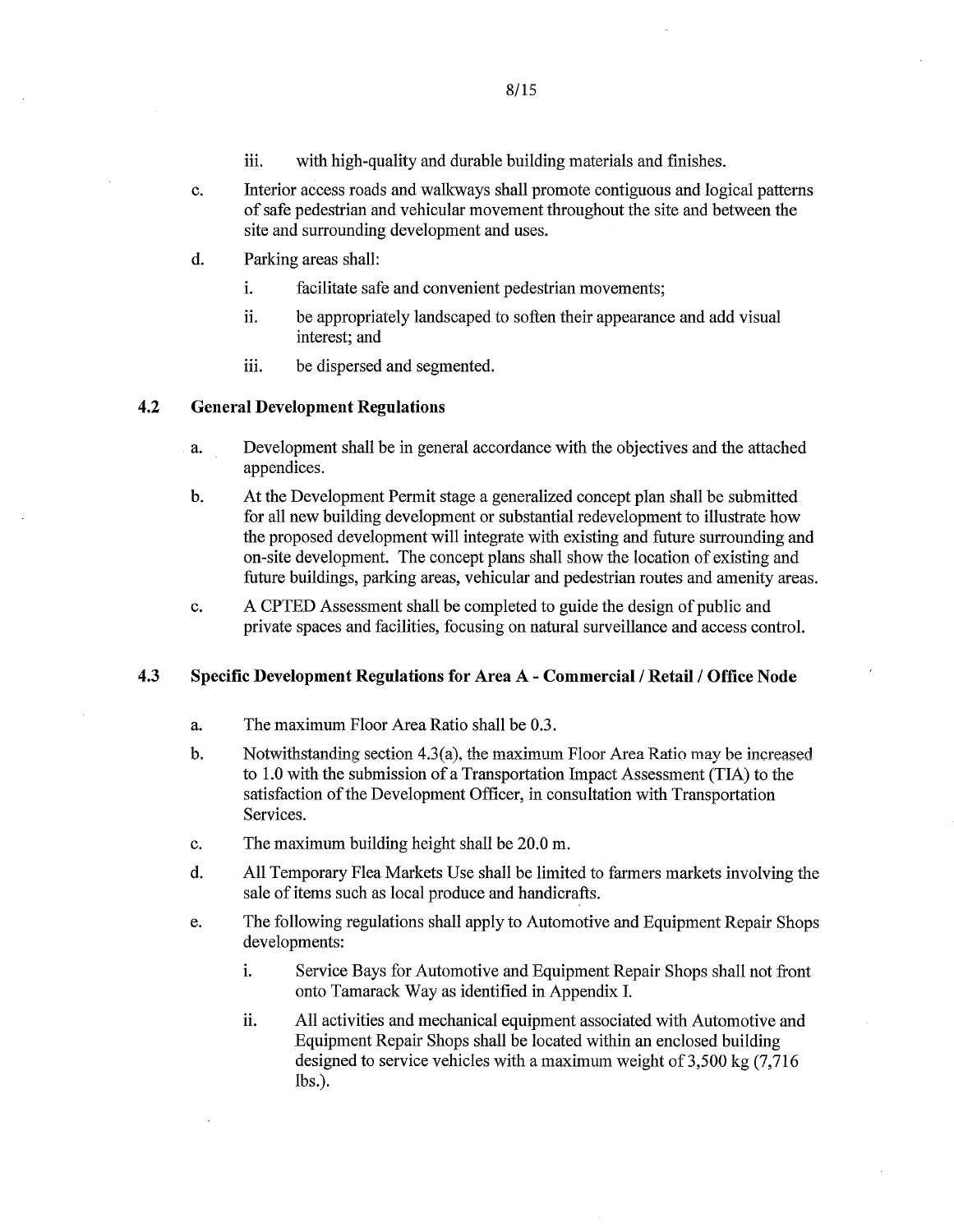iii. with high-quality and durable building materials and finishes.

c. Interior access roads and walkways shall promote contiguous and logical patterns of safe pedestrian and vehicular movement throughout the site and between the site and surrounding development and uses.

d. Parking areas shall:

   i. facilitate safe and convenient pedestrian movements;

   ii. be appropriately landscaped to soften their appearance and add visual interest; and

   iii. be dispersed and segmented.

## 4.2 General Development Regulations

a. Development shall be in general accordance with the objectives and the attached appendices.

b. At the Development Permit stage a generalized concept plan shall be submitted for all new building development or substantial redevelopment to illustrate how the proposed development will integrate with existing and future surrounding and on-site development. The concept plans shall show the location of existing and future buildings, parking areas, vehicular and pedestrian routes and amenity areas.

c. A CPTED Assessment shall be completed to guide the design of public and private spaces and facilities, focusing on natural surveillance and access control.

## 4.3 Specific Development Regulations for Area A - Commercial / Retail / Office Node

a. The maximum Floor Area Ratio shall be 0.3.

b. Notwithstanding section 4.3(a), the maximum Floor Area Ratio may be increased to 1.0 with the submission of a Transportation Impact Assessment (TIA) to the satisfaction of the Development Officer, in consultation with Transportation Services.

c. The maximum building height shall be 20.0 m.

d. All Temporary Flea Markets Use shall be limited to farmers markets involving the sale of items such as local produce and handicrafts.

e. The following regulations shall apply to Automotive and Equipment Repair Shops developments:

   i. Service Bays for Automotive and Equipment Repair Shops shall not front onto Tamarack Way as identified in Appendix I.

   ii. All activities and mechanical equipment associated with Automotive and Equipment Repair Shops shall be located within an enclosed building designed to service vehicles with a maximum weight of 3,500 kg (7,716 lbs.).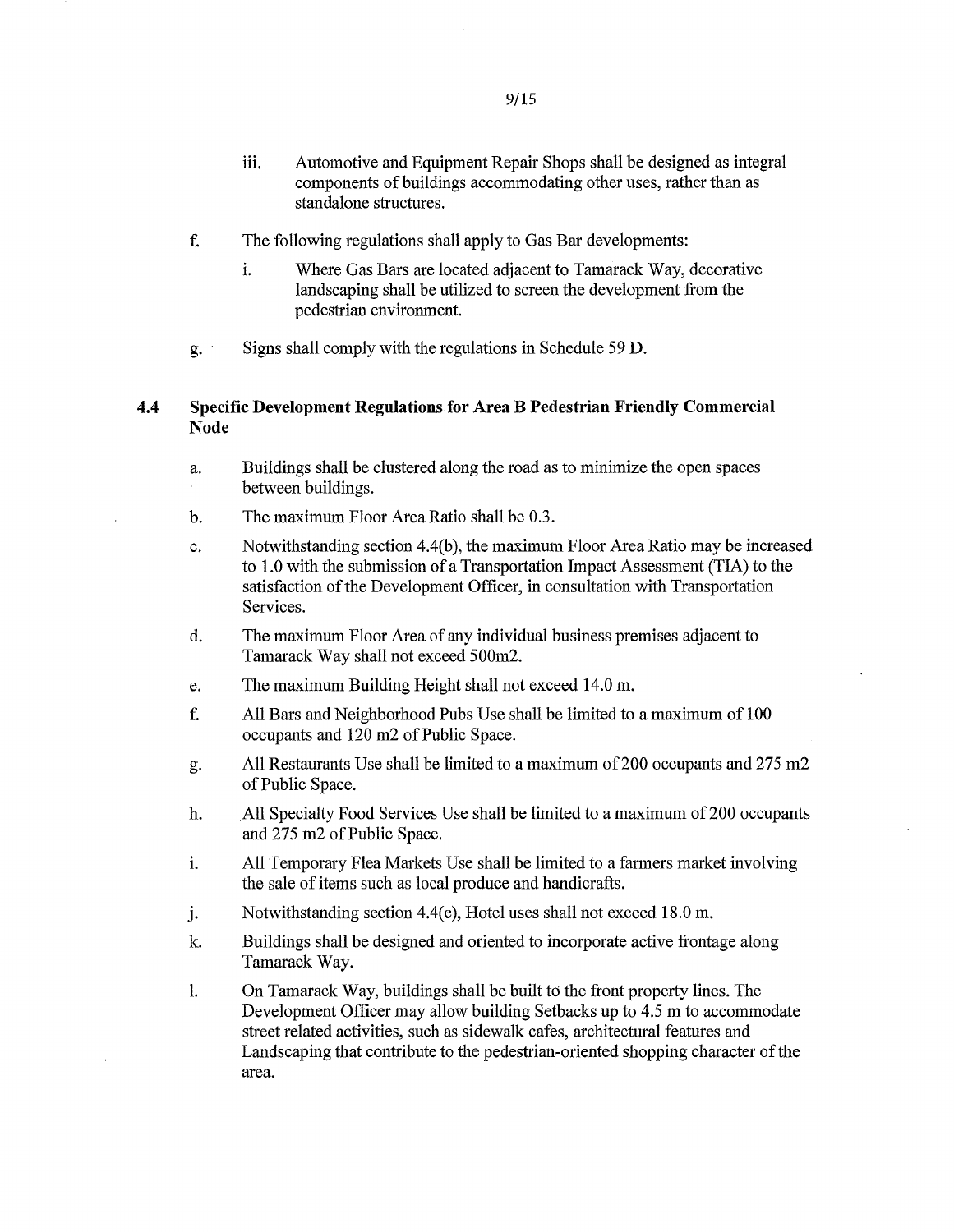iii. Automotive and Equipment Repair Shops shall be designed as integral components of buildings accommodating other uses, rather than as standalone structures.

f. The following regulations shall apply to Gas Bar developments:

   i. Where Gas Bars are located adjacent to Tamarack Way, decorative landscaping shall be utilized to screen the development from the pedestrian environment.

g. Signs shall comply with the regulations in Schedule 59 D.

## 4.4 Specific Development Regulations for Area B Pedestrian Friendly Commercial Node

a. Buildings shall be clustered along the road as to minimize the open spaces between buildings.

b. The maximum Floor Area Ratio shall be 0.3.

c. Notwithstanding section 4.4(b), the maximum Floor Area Ratio may be increased to 1.0 with the submission of a Transportation Impact Assessment (TIA) to the satisfaction of the Development Officer, in consultation with Transportation Services.

d. The maximum Floor Area of any individual business premises adjacent to Tamarack Way shall not exceed 500m2.

e. The maximum Building Height shall not exceed 14.0 m.

f. All Bars and Neighborhood Pubs Use shall be limited to a maximum of 100 occupants and 120 m2 of Public Space.

g. All Restaurants Use shall be limited to a maximum of 200 occupants and 275 m2 of Public Space.

h. All Specialty Food Services Use shall be limited to a maximum of 200 occupants and 275 m2 of Public Space.

i. All Temporary Flea Markets Use shall be limited to a farmers market involving the sale of items such as local produce and handicrafts.

j. Notwithstanding section 4.4(e), Hotel uses shall not exceed 18.0 m.

k. Buildings shall be designed and oriented to incorporate active frontage along Tamarack Way.

l. On Tamarack Way, buildings shall be built to the front property lines. The Development Officer may allow building Setbacks up to 4.5 m to accommodate street related activities, such as sidewalk cafes, architectural features and Landscaping that contribute to the pedestrian-oriented shopping character of the area.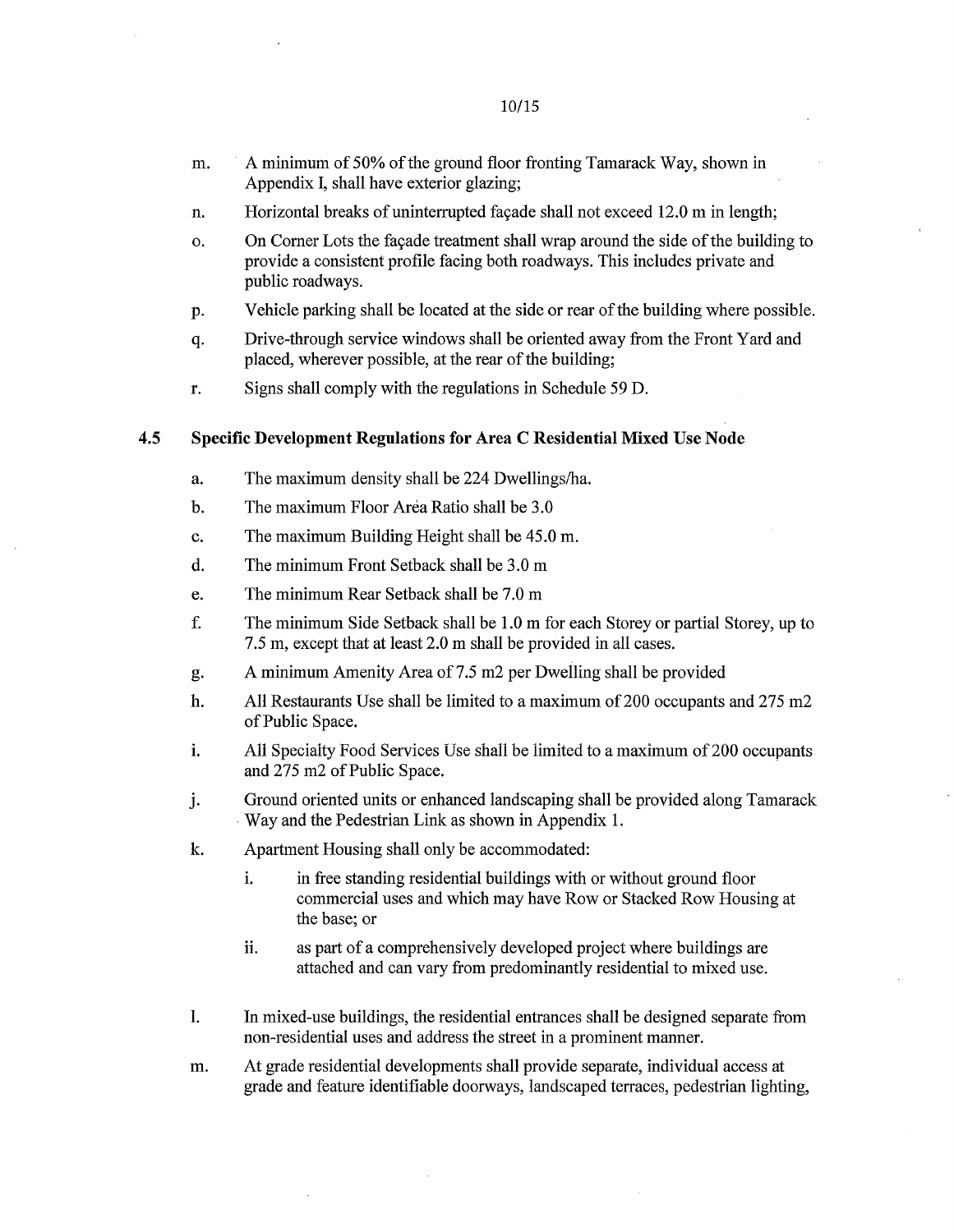m. A minimum of 50% of the ground floor fronting Tamarack Way, shown in Appendix I, shall have exterior glazing;

n. Horizontal breaks of uninterrupted façade shall not exceed 12.0 m in length;

o. On Corner Lots the façade treatment shall wrap around the side of the building to provide a consistent profile facing both roadways. This includes private and public roadways.

p. Vehicle parking shall be located at the side or rear of the building where possible.

q. Drive-through service windows shall be oriented away from the Front Yard and placed, wherever possible, at the rear of the building;

r. Signs shall comply with the regulations in Schedule 59 D.

## 4.5 Specific Development Regulations for Area C Residential Mixed Use Node

a. The maximum density shall be 224 Dwellings/ha.

b. The maximum Floor Area Ratio shall be 3.0

c. The maximum Building Height shall be 45.0 m.

d. The minimum Front Setback shall be 3.0 m

e. The minimum Rear Setback shall be 7.0 m

f. The minimum Side Setback shall be 1.0 m for each Storey or partial Storey, up to 7.5 m, except that at least 2.0 m shall be provided in all cases.

g. A minimum Amenity Area of 7.5 m2 per Dwelling shall be provided

h. All Restaurants Use shall be limited to a maximum of 200 occupants and 275 m2 of Public Space.

i. All Specialty Food Services Use shall be limited to a maximum of 200 occupants and 275 m2 of Public Space.

j. Ground oriented units or enhanced landscaping shall be provided along Tamarack Way and the Pedestrian Link as shown in Appendix 1.

k. Apartment Housing shall only be accommodated:

   i. in free standing residential buildings with or without ground floor commercial uses and which may have Row or Stacked Row Housing at the base; or

   ii. as part of a comprehensively developed project where buildings are attached and can vary from predominantly residential to mixed use.

l. In mixed-use buildings, the residential entrances shall be designed separate from non-residential uses and address the street in a prominent manner.

m. At grade residential developments shall provide separate, individual access at grade and feature identifiable doorways, landscaped terraces, pedestrian lighting,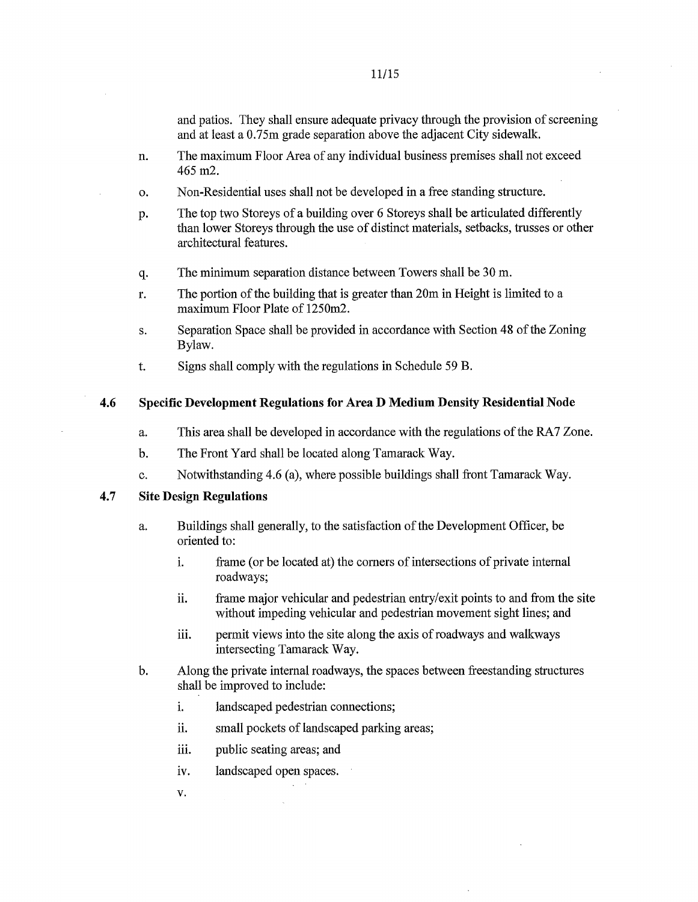and patios. They shall ensure adequate privacy through the provision of screening and at least a 0.75m grade separation above the adjacent City sidewalk.

n. The maximum Floor Area of any individual business premises shall not exceed 465 m2.

o. Non-Residential uses shall not be developed in a free standing structure.

p. The top two Storeys of a building over 6 Storeys shall be articulated differently than lower Storeys through the use of distinct materials, setbacks, trusses or other architectural features.

q. The minimum separation distance between Towers shall be 30 m.

r. The portion of the building that is greater than 20m in Height is limited to a maximum Floor Plate of 1250m2.

s. Separation Space shall be provided in accordance with Section 48 of the Zoning Bylaw.

t. Signs shall comply with the regulations in Schedule 59 B.

### 4.6 Specific Development Regulations for Area D Medium Density Residential Node

a. This area shall be developed in accordance with the regulations of the RA7 Zone.

b. The Front Yard shall be located along Tamarack Way.

c. Notwithstanding 4.6 (a), where possible buildings shall front Tamarack Way.

### 4.7 Site Design Regulations

a. Buildings shall generally, to the satisfaction of the Development Officer, be oriented to:

   i. frame (or be located at) the corners of intersections of private internal roadways;

   ii. frame major vehicular and pedestrian entry/exit points to and from the site without impeding vehicular and pedestrian movement sight lines; and

   iii. permit views into the site along the axis of roadways and walkways intersecting Tamarack Way.

b. Along the private internal roadways, the spaces between freestanding structures shall be improved to include:

   i. landscaped pedestrian connections;

   ii. small pockets of landscaped parking areas;

   iii. public seating areas; and

   iv. landscaped open spaces.

   v.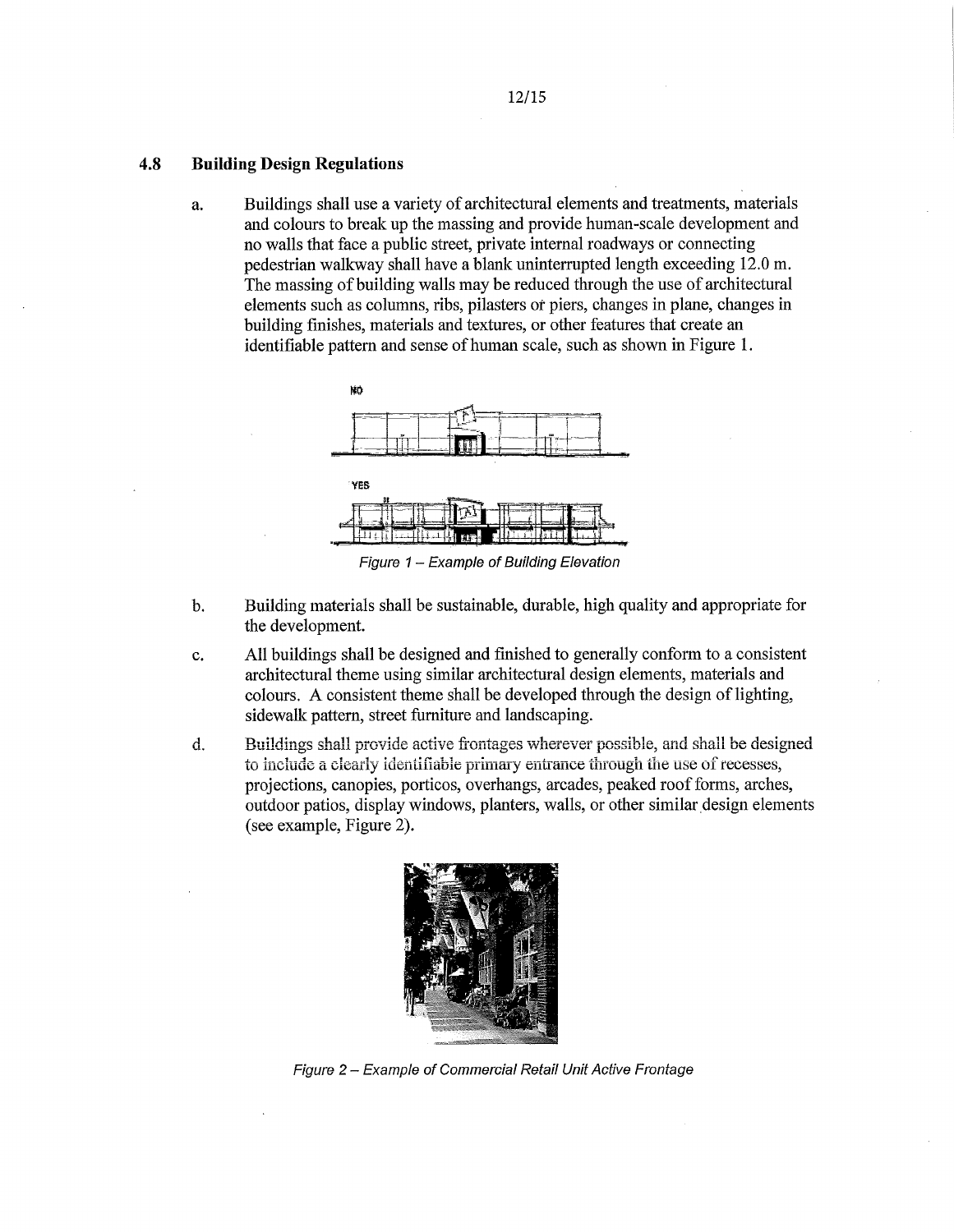## 4.8 Building Design Regulations

a. Buildings shall use a variety of architectural elements and treatments, materials and colours to break up the massing and provide human-scale development and no walls that face a public street, private internal roadways or connecting pedestrian walkway shall have a blank uninterrupted length exceeding 12.0 m. The massing of building walls may be reduced through the use of architectural elements such as columns, ribs, pilasters or piers, changes in plane, changes in building finishes, materials and textures, or other features that create an identifiable pattern and sense of human scale, such as shown in Figure 1.

*Figure 1 – Example of Building Elevation*

b. Building materials shall be sustainable, durable, high quality and appropriate for the development.

c. All buildings shall be designed and finished to generally conform to a consistent architectural theme using similar architectural design elements, materials and colours. A consistent theme shall be developed through the design of lighting, sidewalk pattern, street furniture and landscaping.

d. Buildings shall provide active frontages wherever possible, and shall be designed to include a clearly identifiable primary entrance through the use of recesses, projections, canopies, porticos, overhangs, arcades, peaked roof forms, arches, outdoor patios, display windows, planters, walls, or other similar design elements (see example, Figure 2).

*Figure 2 – Example of Commercial Retail Unit Active Frontage*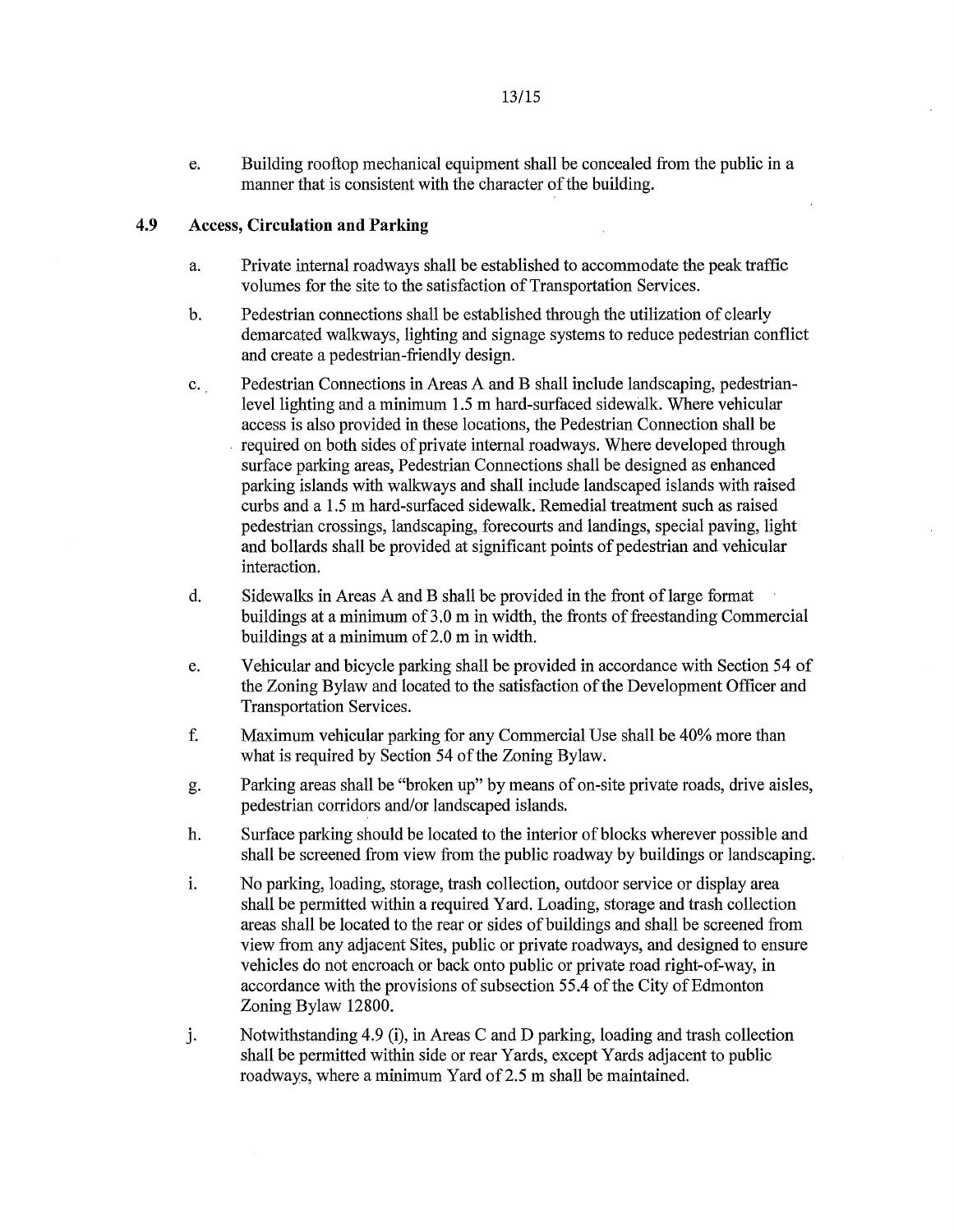e. Building rooftop mechanical equipment shall be concealed from the public in a manner that is consistent with the character of the building.

## 4.9 Access, Circulation and Parking

a. Private internal roadways shall be established to accommodate the peak traffic volumes for the site to the satisfaction of Transportation Services.

b. Pedestrian connections shall be established through the utilization of clearly demarcated walkways, lighting and signage systems to reduce pedestrian conflict and create a pedestrian-friendly design.

c. Pedestrian Connections in Areas A and B shall include landscaping, pedestrian-level lighting and a minimum 1.5 m hard-surfaced sidewalk. Where vehicular access is also provided in these locations, the Pedestrian Connection shall be required on both sides of private internal roadways. Where developed through surface parking areas, Pedestrian Connections shall be designed as enhanced parking islands with walkways and shall include landscaped islands with raised curbs and a 1.5 m hard-surfaced sidewalk. Remedial treatment such as raised pedestrian crossings, landscaping, forecourts and landings, special paving, light and bollards shall be provided at significant points of pedestrian and vehicular interaction.

d. Sidewalks in Areas A and B shall be provided in the front of large format buildings at a minimum of 3.0 m in width, the fronts of freestanding Commercial buildings at a minimum of 2.0 m in width.

e. Vehicular and bicycle parking shall be provided in accordance with Section 54 of the Zoning Bylaw and located to the satisfaction of the Development Officer and Transportation Services.

f. Maximum vehicular parking for any Commercial Use shall be 40% more than what is required by Section 54 of the Zoning Bylaw.

g. Parking areas shall be "broken up" by means of on-site private roads, drive aisles, pedestrian corridors and/or landscaped islands.

h. Surface parking should be located to the interior of blocks wherever possible and shall be screened from view from the public roadway by buildings or landscaping.

i. No parking, loading, storage, trash collection, outdoor service or display area shall be permitted within a required Yard. Loading, storage and trash collection areas shall be located to the rear or sides of buildings and shall be screened from view from any adjacent Sites, public or private roadways, and designed to ensure vehicles do not encroach or back onto public or private road right-of-way, in accordance with the provisions of subsection 55.4 of the City of Edmonton Zoning Bylaw 12800.

j. Notwithstanding 4.9 (i), in Areas C and D parking, loading and trash collection shall be permitted within side or rear Yards, except Yards adjacent to public roadways, where a minimum Yard of 2.5 m shall be maintained.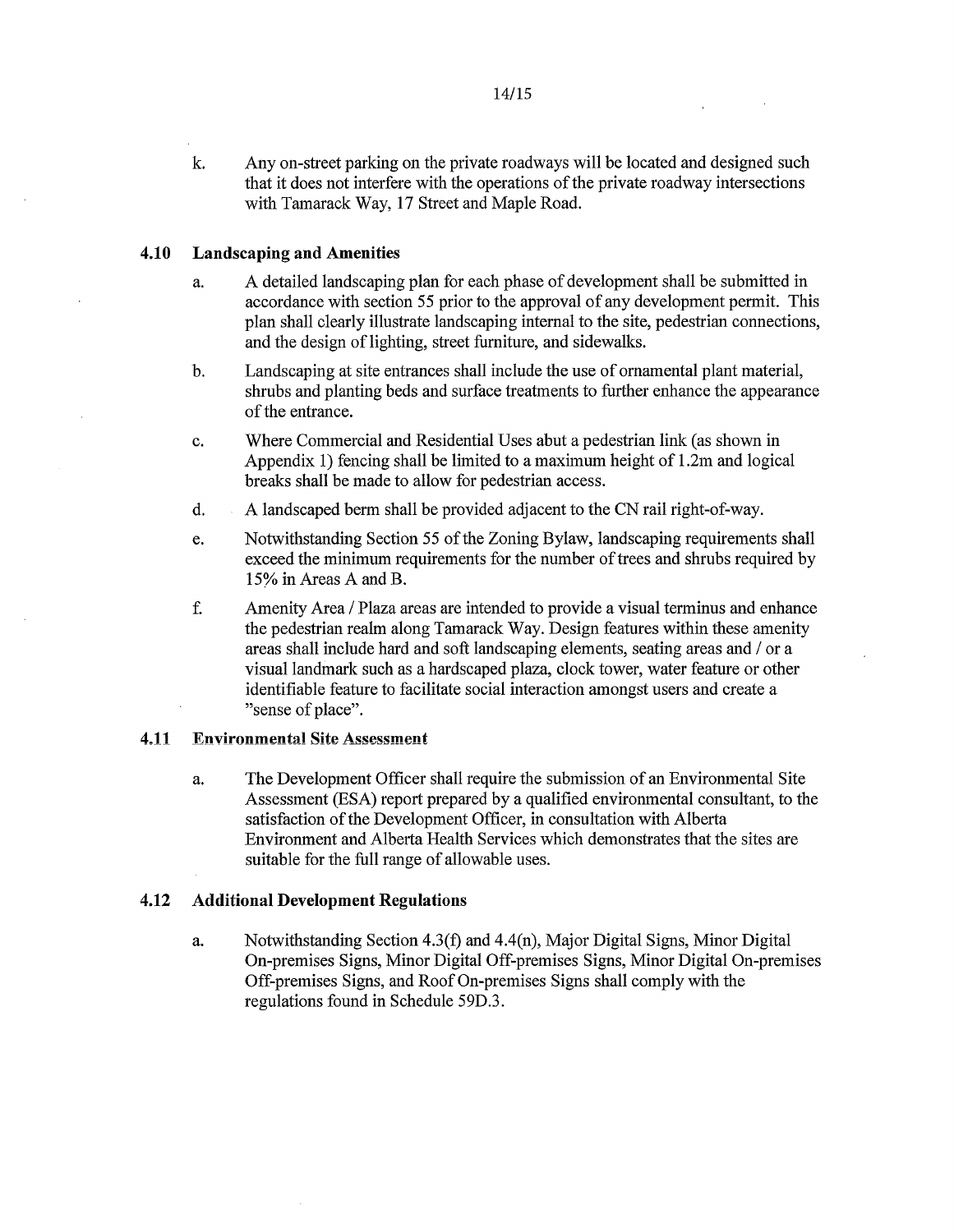k. Any on-street parking on the private roadways will be located and designed such that it does not interfere with the operations of the private roadway intersections with Tamarack Way, 17 Street and Maple Road.

## 4.10 Landscaping and Amenities

a. A detailed landscaping plan for each phase of development shall be submitted in accordance with section 55 prior to the approval of any development permit. This plan shall clearly illustrate landscaping internal to the site, pedestrian connections, and the design of lighting, street furniture, and sidewalks.

b. Landscaping at site entrances shall include the use of ornamental plant material, shrubs and planting beds and surface treatments to further enhance the appearance of the entrance.

c. Where Commercial and Residential Uses abut a pedestrian link (as shown in Appendix 1) fencing shall be limited to a maximum height of 1.2m and logical breaks shall be made to allow for pedestrian access.

d. A landscaped berm shall be provided adjacent to the CN rail right-of-way.

e. Notwithstanding Section 55 of the Zoning Bylaw, landscaping requirements shall exceed the minimum requirements for the number of trees and shrubs required by 15% in Areas A and B.

f. Amenity Area / Plaza areas are intended to provide a visual terminus and enhance the pedestrian realm along Tamarack Way. Design features within these amenity areas shall include hard and soft landscaping elements, seating areas and / or a visual landmark such as a hardscaped plaza, clock tower, water feature or other identifiable feature to facilitate social interaction amongst users and create a "sense of place".

## 4.11 Environmental Site Assessment

a. The Development Officer shall require the submission of an Environmental Site Assessment (ESA) report prepared by a qualified environmental consultant, to the satisfaction of the Development Officer, in consultation with Alberta Environment and Alberta Health Services which demonstrates that the sites are suitable for the full range of allowable uses.

## 4.12 Additional Development Regulations

a. Notwithstanding Section 4.3(f) and 4.4(n), Major Digital Signs, Minor Digital On-premises Signs, Minor Digital Off-premises Signs, Minor Digital On-premises Off-premises Signs, and Roof On-premises Signs shall comply with the regulations found in Schedule 59D.3.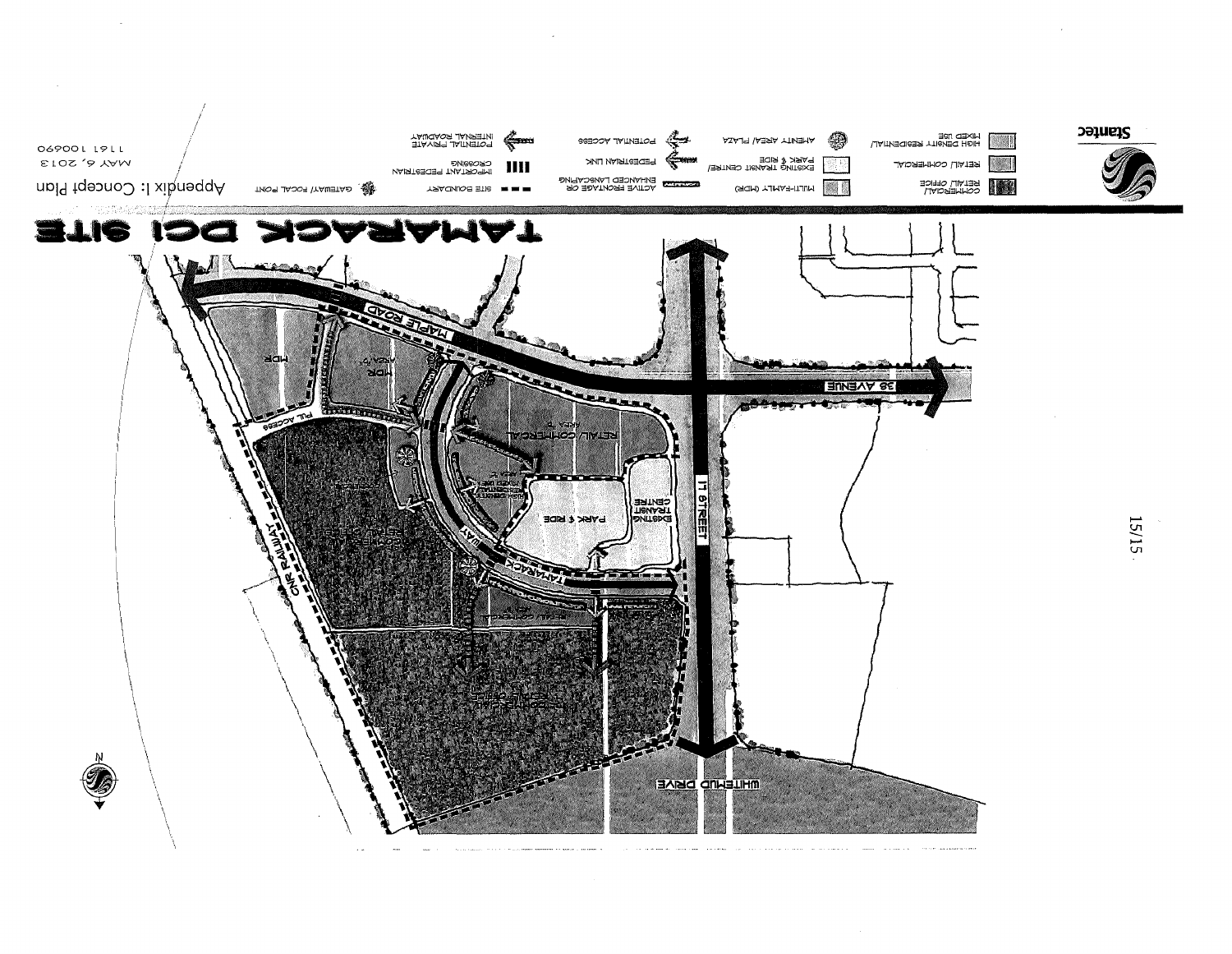# TAMARACK DCI SITE

Appendix I: Concept Plan

MAY 6, 2013

1161 100690

Stantec

COMMERCIAL/ RETAIL OFFICE

RETAIL/ COMMERCIAL

HIGH DENSITY RESIDENTIAL/ MIXED USE

MULTI-FAMILY (MDR)

EXISTING TRANSIT CENTRE/ PARK & RIDE

AMENITY AREA/ PLAZA

ACTIVE FRONTAGE OR ENHANCED LANDSCAPING

PEDESTRIAN LINK

POTENTIAL ACCESS

SITE BOUNDARY

IMPORTANT PEDESTRIAN CROSSING

POTENTIAL PRIVATE INTERNAL ROADWAY

GATEWAY/ FOCAL POINT

MAPLE ROAD

38 AVENUE

17 STREET

WHITEMUD DRIVE

TAMARACK WAY

CNR RAILWAY

EXISTING TRANSIT CENTRE

PARK & RIDE

RETAIL/ COMMERCIAL

MDR

PUL ACCESS

N